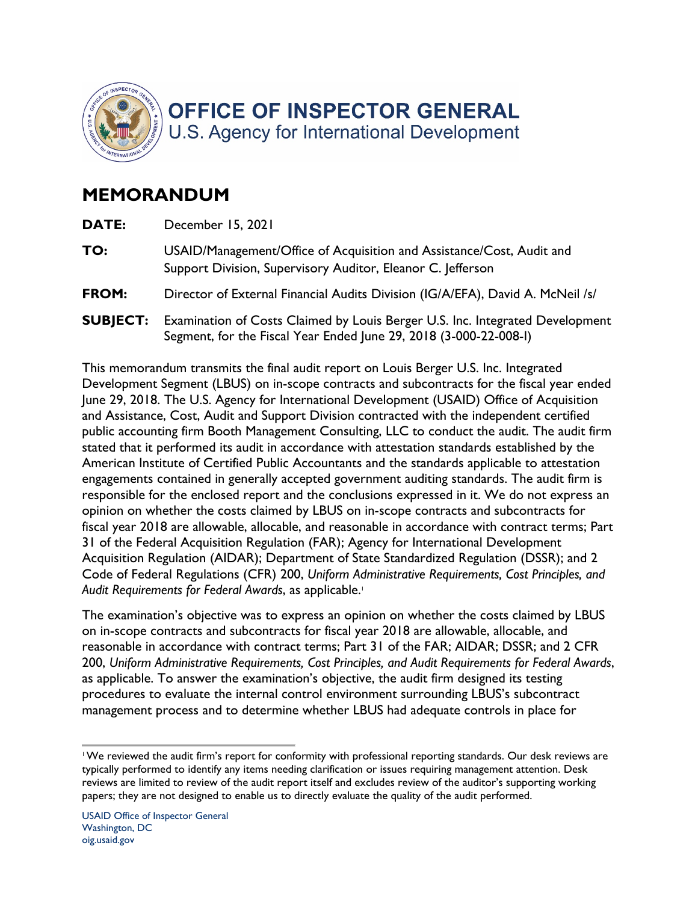# OFFICE OF INSPECTOR GENERAL

U.S. Agency for International Development

## MEMORANDUM

**DATE:** December 15, 2021

**TO:** USAID/Management/Office of Acquisition and Assistance/Cost, Audit and Support Division, Supervisory Auditor, Eleanor C. Jefferson

**FROM:** Director of External Financial Audits Division (IG/A/EFA), David A. McNeil /s/

**SUBJECT:** Examination of Costs Claimed by Louis Berger U.S. Inc. Integrated Development Segment, for the Fiscal Year Ended June 29, 2018 (3-000-22-008-I)

This memorandum transmits the final audit report on Louis Berger U.S. Inc. Integrated Development Segment (LBUS) on in-scope contracts and subcontracts for the fiscal year ended June 29, 2018. The U.S. Agency for International Development (USAID) Office of Acquisition and Assistance, Cost, Audit and Support Division contracted with the independent certified public accounting firm Booth Management Consulting, LLC to conduct the audit. The audit firm stated that it performed its audit in accordance with attestation standards established by the American Institute of Certified Public Accountants and the standards applicable to attestation engagements contained in generally accepted government auditing standards. The audit firm is responsible for the enclosed report and the conclusions expressed in it. We do not express an opinion on whether the costs claimed by LBUS on in-scope contracts and subcontracts for fiscal year 2018 are allowable, allocable, and reasonable in accordance with contract terms; Part 31 of the Federal Acquisition Regulation (FAR); Agency for International Development Acquisition Regulation (AIDAR); Department of State Standardized Regulation (DSSR); and 2 Code of Federal Regulations (CFR) 200, *Uniform Administrative Requirements, Cost Principles, and Audit Requirements for Federal Awards*, as applicable.[1]

The examination's objective was to express an opinion on whether the costs claimed by LBUS on in-scope contracts and subcontracts for fiscal year 2018 are allowable, allocable, and reasonable in accordance with contract terms; Part 31 of the FAR; AIDAR; DSSR; and 2 CFR 200, *Uniform Administrative Requirements, Cost Principles, and Audit Requirements for Federal Awards*, as applicable. To answer the examination's objective, the audit firm designed its testing procedures to evaluate the internal control environment surrounding LBUS's subcontract management process and to determine whether LBUS had adequate controls in place for

[1] We reviewed the audit firm's report for conformity with professional reporting standards. Our desk reviews are typically performed to identify any items needing clarification or issues requiring management attention. Desk reviews are limited to review of the audit report itself and excludes review of the auditor's supporting working papers; they are not designed to enable us to directly evaluate the quality of the audit performed.

USAID Office of Inspector General
Washington, DC
oig.usaid.gov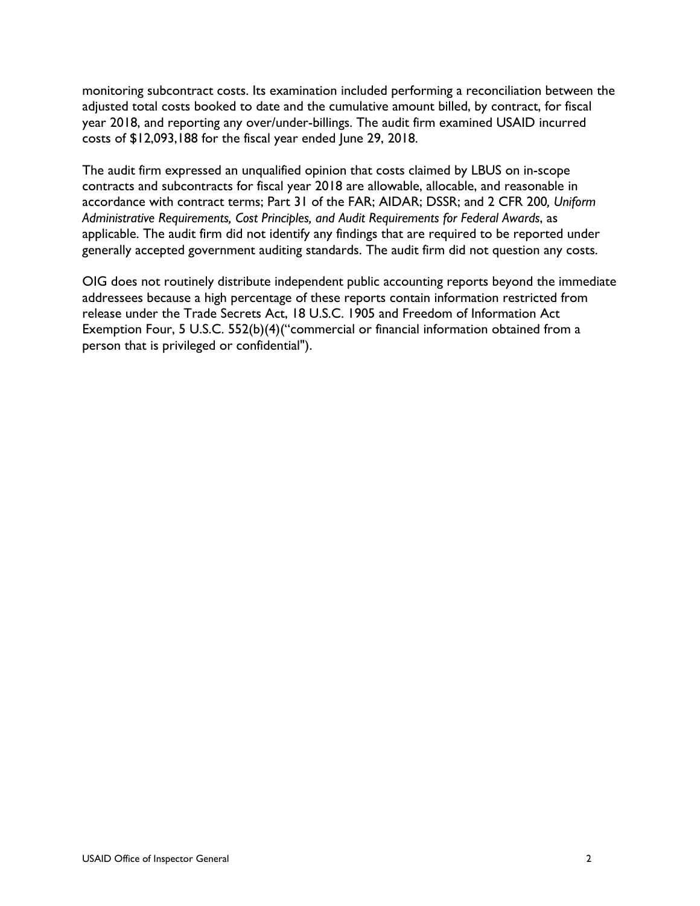monitoring subcontract costs. Its examination included performing a reconciliation between the adjusted total costs booked to date and the cumulative amount billed, by contract, for fiscal year 2018, and reporting any over/under-billings. The audit firm examined USAID incurred costs of $12,093,188 for the fiscal year ended June 29, 2018.

The audit firm expressed an unqualified opinion that costs claimed by LBUS on in-scope contracts and subcontracts for fiscal year 2018 are allowable, allocable, and reasonable in accordance with contract terms; Part 31 of the FAR; AIDAR; DSSR; and 2 CFR 200*, Uniform Administrative Requirements, Cost Principles, and Audit Requirements for Federal Awards*, as applicable. The audit firm did not identify any findings that are required to be reported under generally accepted government auditing standards. The audit firm did not question any costs.

OIG does not routinely distribute independent public accounting reports beyond the immediate addressees because a high percentage of these reports contain information restricted from release under the Trade Secrets Act, 18 U.S.C. 1905 and Freedom of Information Act Exemption Four, 5 U.S.C. 552(b)(4)("commercial or financial information obtained from a person that is privileged or confidential").